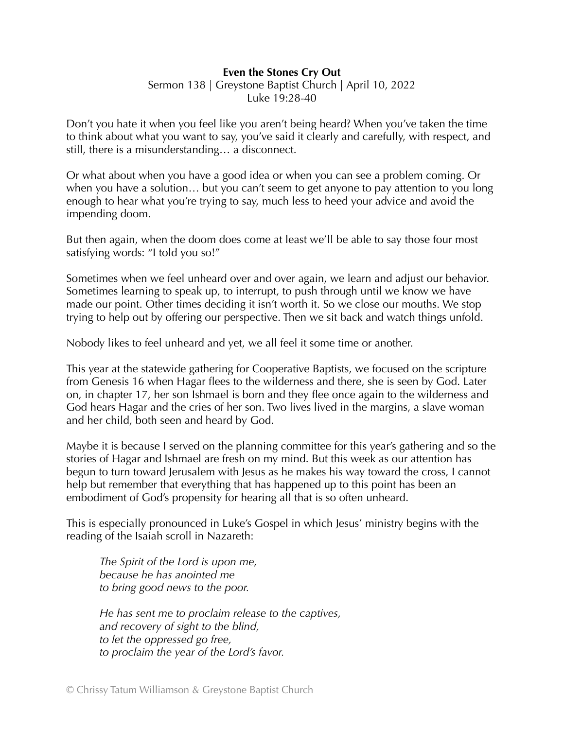**Even the Stones Cry Out**

Sermon 138 | Greystone Baptist Church | April 10, 2022

Luke 19:28-40

Don't you hate it when you feel like you aren't being heard? When you've taken the time to think about what you want to say, you've said it clearly and carefully, with respect, and still, there is a misunderstanding… a disconnect.

Or what about when you have a good idea or when you can see a problem coming. Or when you have a solution… but you can't seem to get anyone to pay attention to you long enough to hear what you're trying to say, much less to heed your advice and avoid the impending doom.

But then again, when the doom does come at least we'll be able to say those four most satisfying words: "I told you so!"

Sometimes when we feel unheard over and over again, we learn and adjust our behavior. Sometimes learning to speak up, to interrupt, to push through until we know we have made our point. Other times deciding it isn't worth it. So we close our mouths. We stop trying to help out by offering our perspective. Then we sit back and watch things unfold.

Nobody likes to feel unheard and yet, we all feel it some time or another.

This year at the statewide gathering for Cooperative Baptists, we focused on the scripture from Genesis 16 when Hagar flees to the wilderness and there, she is seen by God. Later on, in chapter 17, her son Ishmael is born and they flee once again to the wilderness and God hears Hagar and the cries of her son. Two lives lived in the margins, a slave woman and her child, both seen and heard by God.

Maybe it is because I served on the planning committee for this year's gathering and so the stories of Hagar and Ishmael are fresh on my mind. But this week as our attention has begun to turn toward Jerusalem with Jesus as he makes his way toward the cross, I cannot help but remember that everything that has happened up to this point has been an embodiment of God's propensity for hearing all that is so often unheard.

This is especially pronounced in Luke's Gospel in which Jesus' ministry begins with the reading of the Isaiah scroll in Nazareth:

> *The Spirit of the Lord is upon me,*
> *because he has anointed me*
> *to bring good news to the poor.*
>
> *He has sent me to proclaim release to the captives,*
> *and recovery of sight to the blind,*
> *to let the oppressed go free,*
> *to proclaim the year of the Lord's favor.*

© Chrissy Tatum Williamson & Greystone Baptist Church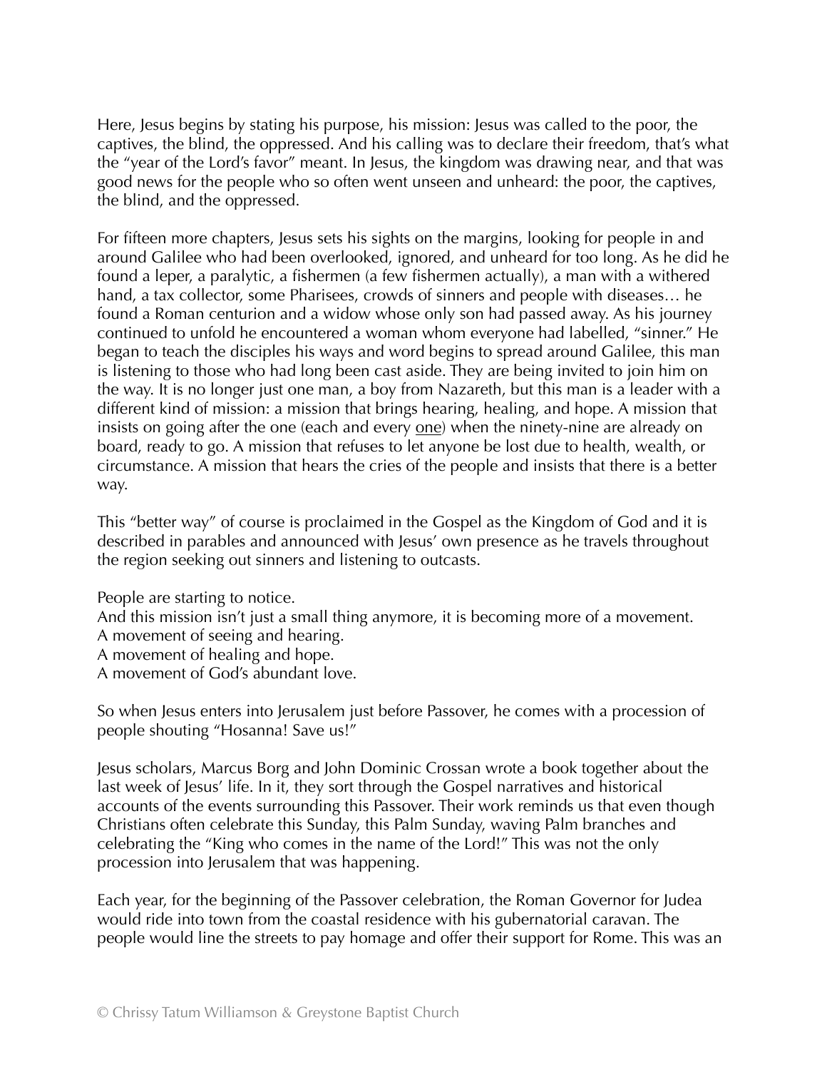Here, Jesus begins by stating his purpose, his mission: Jesus was called to the poor, the captives, the blind, the oppressed. And his calling was to declare their freedom, that's what the "year of the Lord's favor" meant. In Jesus, the kingdom was drawing near, and that was good news for the people who so often went unseen and unheard: the poor, the captives, the blind, and the oppressed.

For fifteen more chapters, Jesus sets his sights on the margins, looking for people in and around Galilee who had been overlooked, ignored, and unheard for too long. As he did he found a leper, a paralytic, a fishermen (a few fishermen actually), a man with a withered hand, a tax collector, some Pharisees, crowds of sinners and people with diseases… he found a Roman centurion and a widow whose only son had passed away. As his journey continued to unfold he encountered a woman whom everyone had labelled, "sinner." He began to teach the disciples his ways and word begins to spread around Galilee, this man is listening to those who had long been cast aside. They are being invited to join him on the way. It is no longer just one man, a boy from Nazareth, but this man is a leader with a different kind of mission: a mission that brings hearing, healing, and hope. A mission that insists on going after the one (each and every <u>one</u>) when the ninety-nine are already on board, ready to go. A mission that refuses to let anyone be lost due to health, wealth, or circumstance. A mission that hears the cries of the people and insists that there is a better way.

This "better way" of course is proclaimed in the Gospel as the Kingdom of God and it is described in parables and announced with Jesus' own presence as he travels throughout the region seeking out sinners and listening to outcasts.

People are starting to notice.
And this mission isn't just a small thing anymore, it is becoming more of a movement.
A movement of seeing and hearing.
A movement of healing and hope.
A movement of God's abundant love.

So when Jesus enters into Jerusalem just before Passover, he comes with a procession of people shouting "Hosanna! Save us!"

Jesus scholars, Marcus Borg and John Dominic Crossan wrote a book together about the last week of Jesus' life. In it, they sort through the Gospel narratives and historical accounts of the events surrounding this Passover. Their work reminds us that even though Christians often celebrate this Sunday, this Palm Sunday, waving Palm branches and celebrating the "King who comes in the name of the Lord!" This was not the only procession into Jerusalem that was happening.

Each year, for the beginning of the Passover celebration, the Roman Governor for Judea would ride into town from the coastal residence with his gubernatorial caravan. The people would line the streets to pay homage and offer their support for Rome. This was an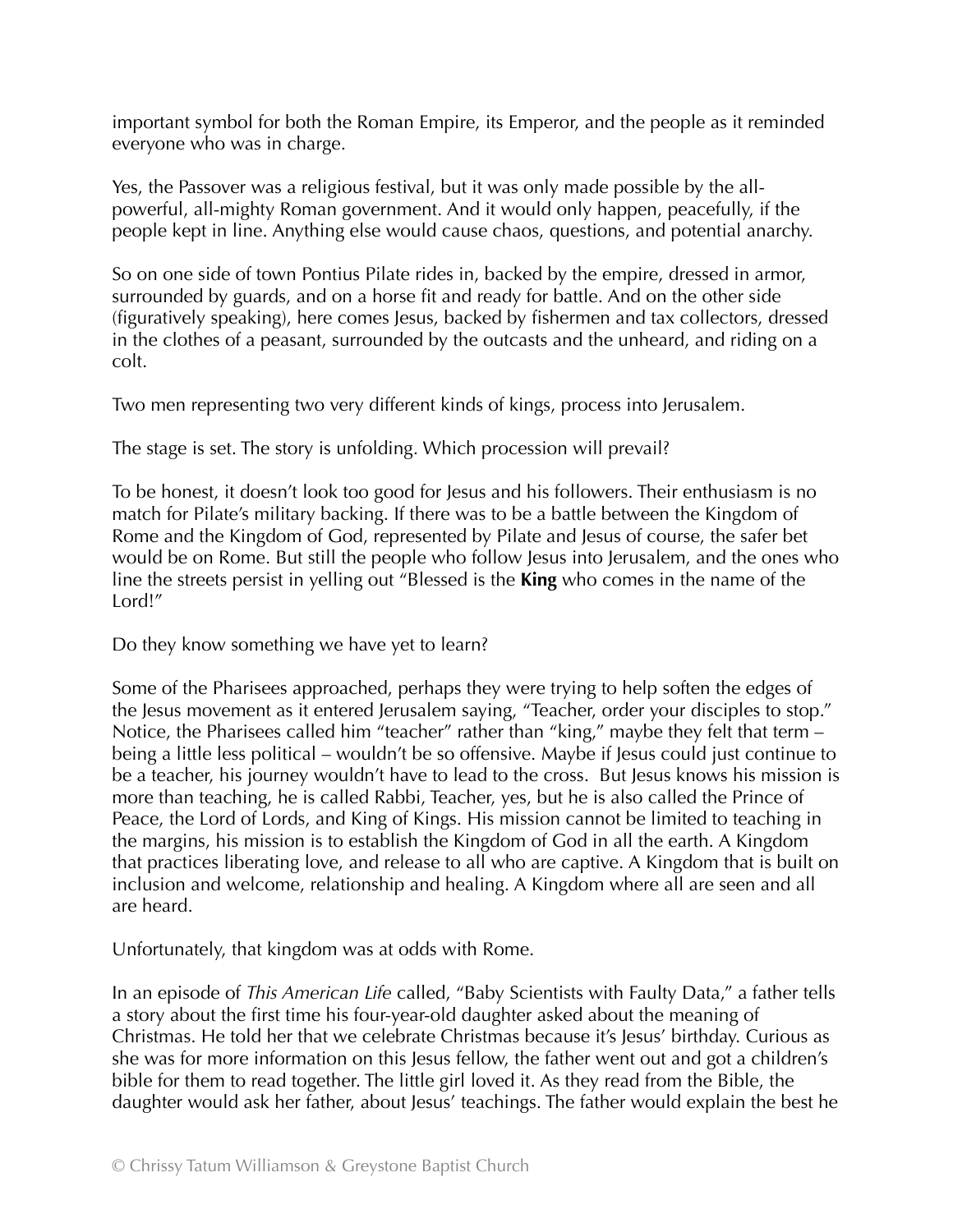important symbol for both the Roman Empire, its Emperor, and the people as it reminded everyone who was in charge.

Yes, the Passover was a religious festival, but it was only made possible by the all-powerful, all-mighty Roman government. And it would only happen, peacefully, if the people kept in line. Anything else would cause chaos, questions, and potential anarchy.

So on one side of town Pontius Pilate rides in, backed by the empire, dressed in armor, surrounded by guards, and on a horse fit and ready for battle. And on the other side (figuratively speaking), here comes Jesus, backed by fishermen and tax collectors, dressed in the clothes of a peasant, surrounded by the outcasts and the unheard, and riding on a colt.

Two men representing two very different kinds of kings, process into Jerusalem.

The stage is set. The story is unfolding. Which procession will prevail?

To be honest, it doesn't look too good for Jesus and his followers. Their enthusiasm is no match for Pilate's military backing. If there was to be a battle between the Kingdom of Rome and the Kingdom of God, represented by Pilate and Jesus of course, the safer bet would be on Rome. But still the people who follow Jesus into Jerusalem, and the ones who line the streets persist in yelling out "Blessed is the **King** who comes in the name of the Lord!"

Do they know something we have yet to learn?

Some of the Pharisees approached, perhaps they were trying to help soften the edges of the Jesus movement as it entered Jerusalem saying, "Teacher, order your disciples to stop." Notice, the Pharisees called him "teacher" rather than "king," maybe they felt that term – being a little less political – wouldn't be so offensive. Maybe if Jesus could just continue to be a teacher, his journey wouldn't have to lead to the cross. But Jesus knows his mission is more than teaching, he is called Rabbi, Teacher, yes, but he is also called the Prince of Peace, the Lord of Lords, and King of Kings. His mission cannot be limited to teaching in the margins, his mission is to establish the Kingdom of God in all the earth. A Kingdom that practices liberating love, and release to all who are captive. A Kingdom that is built on inclusion and welcome, relationship and healing. A Kingdom where all are seen and all are heard.

Unfortunately, that kingdom was at odds with Rome.

In an episode of *This American Life* called, "Baby Scientists with Faulty Data," a father tells a story about the first time his four-year-old daughter asked about the meaning of Christmas. He told her that we celebrate Christmas because it's Jesus' birthday. Curious as she was for more information on this Jesus fellow, the father went out and got a children's bible for them to read together. The little girl loved it. As they read from the Bible, the daughter would ask her father, about Jesus' teachings. The father would explain the best he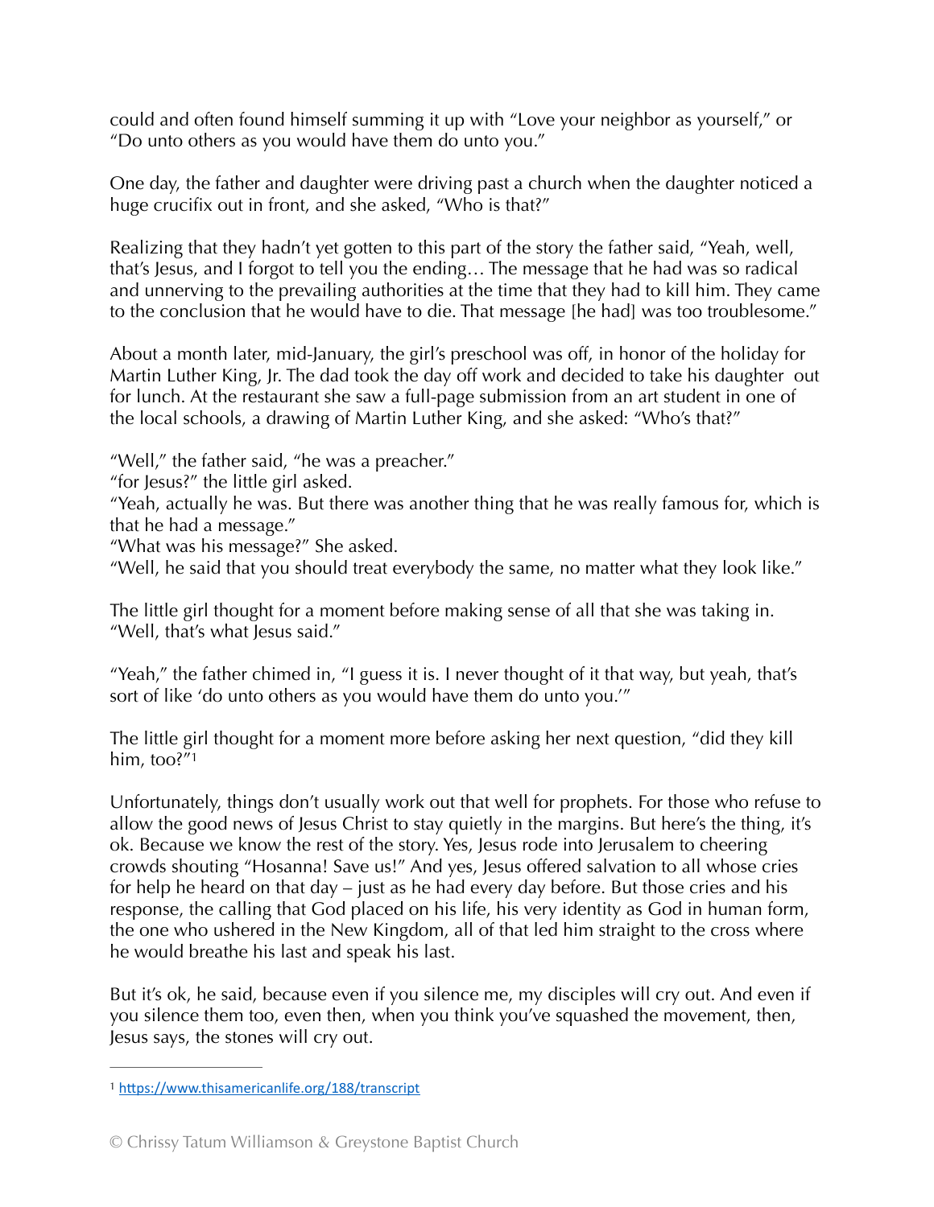could and often found himself summing it up with “Love your neighbor as yourself,” or “Do unto others as you would have them do unto you.”

One day, the father and daughter were driving past a church when the daughter noticed a huge crucifix out in front, and she asked, “Who is that?”

Realizing that they hadn’t yet gotten to this part of the story the father said, “Yeah, well, that’s Jesus, and I forgot to tell you the ending… The message that he had was so radical and unnerving to the prevailing authorities at the time that they had to kill him. They came to the conclusion that he would have to die. That message [he had] was too troublesome.”

About a month later, mid-January, the girl’s preschool was off, in honor of the holiday for Martin Luther King, Jr. The dad took the day off work and decided to take his daughter out for lunch. At the restaurant she saw a full-page submission from an art student in one of the local schools, a drawing of Martin Luther King, and she asked: “Who’s that?”

“Well,” the father said, “he was a preacher.”
“for Jesus?” the little girl asked.
“Yeah, actually he was. But there was another thing that he was really famous for, which is that he had a message.”
“What was his message?” She asked.
“Well, he said that you should treat everybody the same, no matter what they look like.”

The little girl thought for a moment before making sense of all that she was taking in. “Well, that’s what Jesus said.”

“Yeah,” the father chimed in, “I guess it is. I never thought of it that way, but yeah, that’s sort of like ‘do unto others as you would have them do unto you.’”

The little girl thought for a moment more before asking her next question, “did they kill him, too?”[1]

Unfortunately, things don’t usually work out that well for prophets. For those who refuse to allow the good news of Jesus Christ to stay quietly in the margins. But here’s the thing, it’s ok. Because we know the rest of the story. Yes, Jesus rode into Jerusalem to cheering crowds shouting “Hosanna! Save us!” And yes, Jesus offered salvation to all whose cries for help he heard on that day – just as he had every day before. But those cries and his response, the calling that God placed on his life, his very identity as God in human form, the one who ushered in the New Kingdom, all of that led him straight to the cross where he would breathe his last and speak his last.

But it’s ok, he said, because even if you silence me, my disciples will cry out. And even if you silence them too, even then, when you think you’ve squashed the movement, then, Jesus says, the stones will cry out.

---

[1] https://www.thisamericanlife.org/188/transcript

© Chrissy Tatum Williamson & Greystone Baptist Church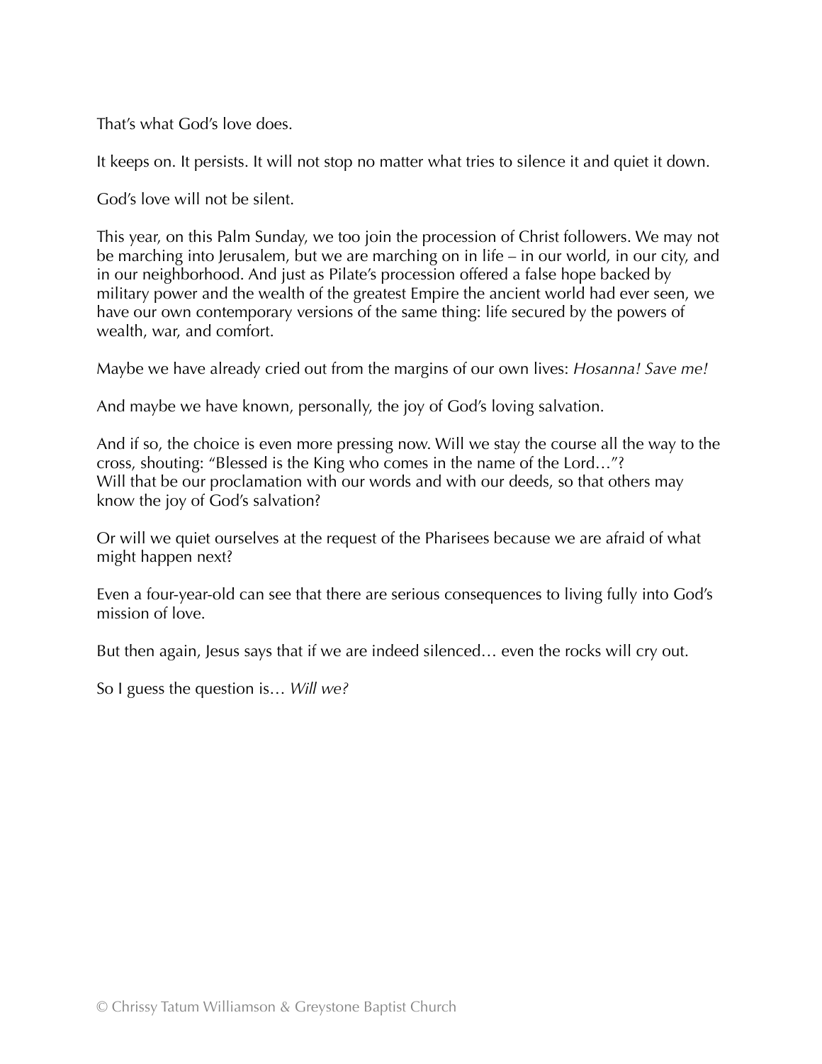That's what God's love does.

It keeps on. It persists. It will not stop no matter what tries to silence it and quiet it down.

God's love will not be silent.

This year, on this Palm Sunday, we too join the procession of Christ followers. We may not be marching into Jerusalem, but we are marching on in life – in our world, in our city, and in our neighborhood. And just as Pilate's procession offered a false hope backed by military power and the wealth of the greatest Empire the ancient world had ever seen, we have our own contemporary versions of the same thing: life secured by the powers of wealth, war, and comfort.

Maybe we have already cried out from the margins of our own lives: *Hosanna! Save me!*

And maybe we have known, personally, the joy of God's loving salvation.

And if so, the choice is even more pressing now. Will we stay the course all the way to the cross, shouting: "Blessed is the King who comes in the name of the Lord…"?
Will that be our proclamation with our words and with our deeds, so that others may know the joy of God's salvation?

Or will we quiet ourselves at the request of the Pharisees because we are afraid of what might happen next?

Even a four-year-old can see that there are serious consequences to living fully into God's mission of love.

But then again, Jesus says that if we are indeed silenced… even the rocks will cry out.

So I guess the question is… *Will we?*

© Chrissy Tatum Williamson & Greystone Baptist Church